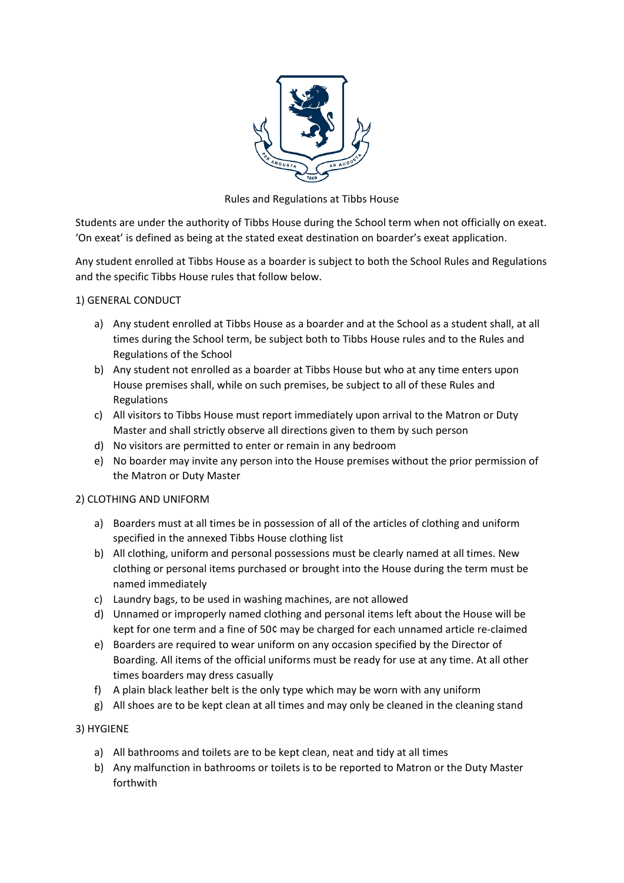# Rules and Regulations at Tibbs House

Students are under the authority of Tibbs House during the School term when not officially on exeat. 'On exeat' is defined as being at the stated exeat destination on boarder's exeat application.

Any student enrolled at Tibbs House as a boarder is subject to both the School Rules and Regulations and the specific Tibbs House rules that follow below.

## 1) GENERAL CONDUCT

a) Any student enrolled at Tibbs House as a boarder and at the School as a student shall, at all times during the School term, be subject both to Tibbs House rules and to the Rules and Regulations of the School

b) Any student not enrolled as a boarder at Tibbs House but who at any time enters upon House premises shall, while on such premises, be subject to all of these Rules and Regulations

c) All visitors to Tibbs House must report immediately upon arrival to the Matron or Duty Master and shall strictly observe all directions given to them by such person

d) No visitors are permitted to enter or remain in any bedroom

e) No boarder may invite any person into the House premises without the prior permission of the Matron or Duty Master

## 2) CLOTHING AND UNIFORM

a) Boarders must at all times be in possession of all of the articles of clothing and uniform specified in the annexed Tibbs House clothing list

b) All clothing, uniform and personal possessions must be clearly named at all times. New clothing or personal items purchased or brought into the House during the term must be named immediately

c) Laundry bags, to be used in washing machines, are not allowed

d) Unnamed or improperly named clothing and personal items left about the House will be kept for one term and a fine of 50¢ may be charged for each unnamed article re-claimed

e) Boarders are required to wear uniform on any occasion specified by the Director of Boarding. All items of the official uniforms must be ready for use at any time. At all other times boarders may dress casually

f) A plain black leather belt is the only type which may be worn with any uniform

g) All shoes are to be kept clean at all times and may only be cleaned in the cleaning stand

## 3) HYGIENE

a) All bathrooms and toilets are to be kept clean, neat and tidy at all times

b) Any malfunction in bathrooms or toilets is to be reported to Matron or the Duty Master forthwith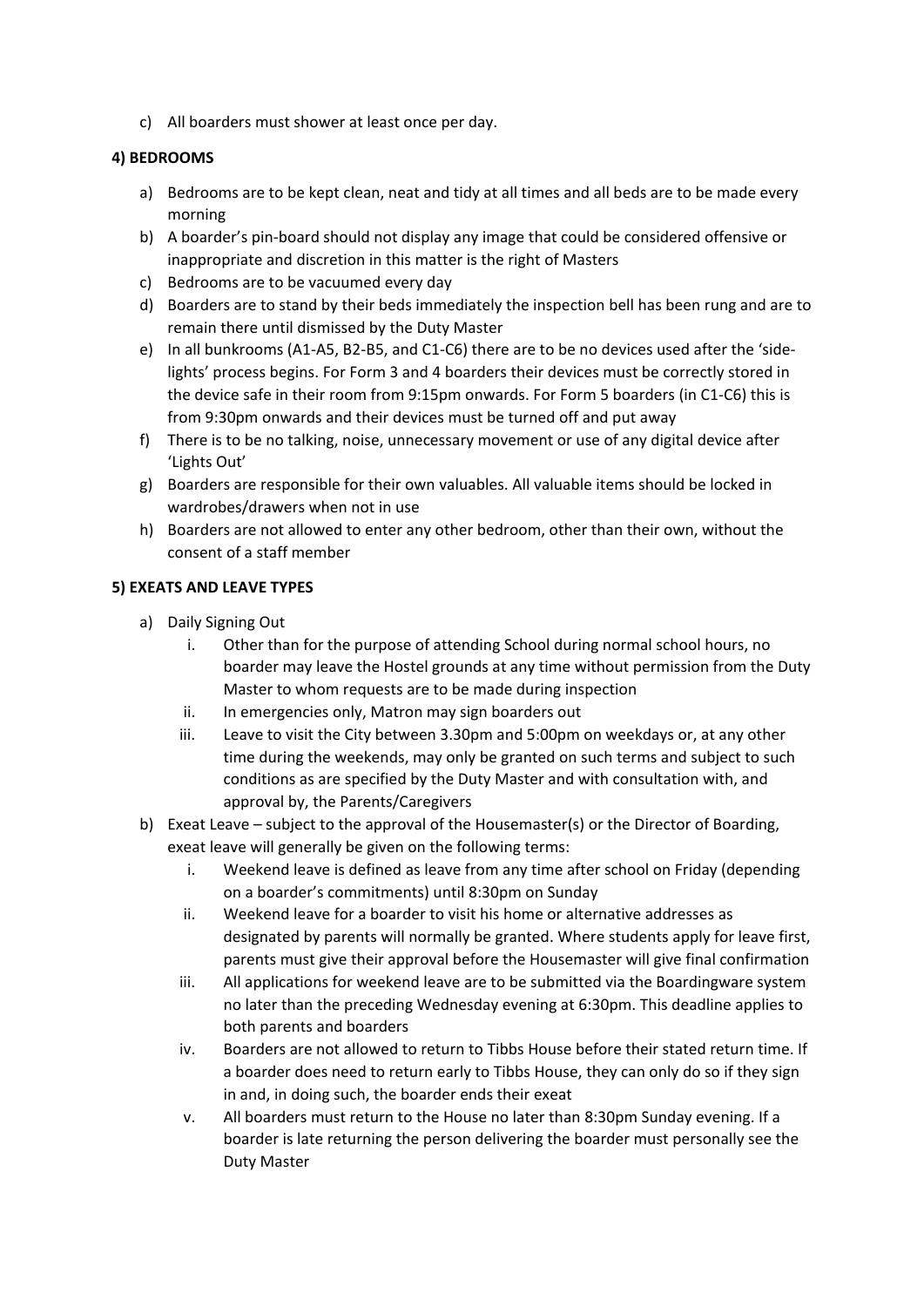c) All boarders must shower at least once per day.

**4) BEDROOMS**

a) Bedrooms are to be kept clean, neat and tidy at all times and all beds are to be made every morning
b) A boarder's pin-board should not display any image that could be considered offensive or inappropriate and discretion in this matter is the right of Masters
c) Bedrooms are to be vacuumed every day
d) Boarders are to stand by their beds immediately the inspection bell has been rung and are to remain there until dismissed by the Duty Master
e) In all bunkrooms (A1-A5, B2-B5, and C1-C6) there are to be no devices used after the 'side-lights' process begins. For Form 3 and 4 boarders their devices must be correctly stored in the device safe in their room from 9:15pm onwards. For Form 5 boarders (in C1-C6) this is from 9:30pm onwards and their devices must be turned off and put away
f) There is to be no talking, noise, unnecessary movement or use of any digital device after 'Lights Out'
g) Boarders are responsible for their own valuables. All valuable items should be locked in wardrobes/drawers when not in use
h) Boarders are not allowed to enter any other bedroom, other than their own, without the consent of a staff member

**5) EXEATS AND LEAVE TYPES**

a) Daily Signing Out
   i. Other than for the purpose of attending School during normal school hours, no boarder may leave the Hostel grounds at any time without permission from the Duty Master to whom requests are to be made during inspection
   ii. In emergencies only, Matron may sign boarders out
   iii. Leave to visit the City between 3.30pm and 5:00pm on weekdays or, at any other time during the weekends, may only be granted on such terms and subject to such conditions as are specified by the Duty Master and with consultation with, and approval by, the Parents/Caregivers
b) Exeat Leave – subject to the approval of the Housemaster(s) or the Director of Boarding, exeat leave will generally be given on the following terms:
   i. Weekend leave is defined as leave from any time after school on Friday (depending on a boarder's commitments) until 8:30pm on Sunday
   ii. Weekend leave for a boarder to visit his home or alternative addresses as designated by parents will normally be granted. Where students apply for leave first, parents must give their approval before the Housemaster will give final confirmation
   iii. All applications for weekend leave are to be submitted via the Boardingware system no later than the preceding Wednesday evening at 6:30pm. This deadline applies to both parents and boarders
   iv. Boarders are not allowed to return to Tibbs House before their stated return time. If a boarder does need to return early to Tibbs House, they can only do so if they sign in and, in doing such, the boarder ends their exeat
   v. All boarders must return to the House no later than 8:30pm Sunday evening. If a boarder is late returning the person delivering the boarder must personally see the Duty Master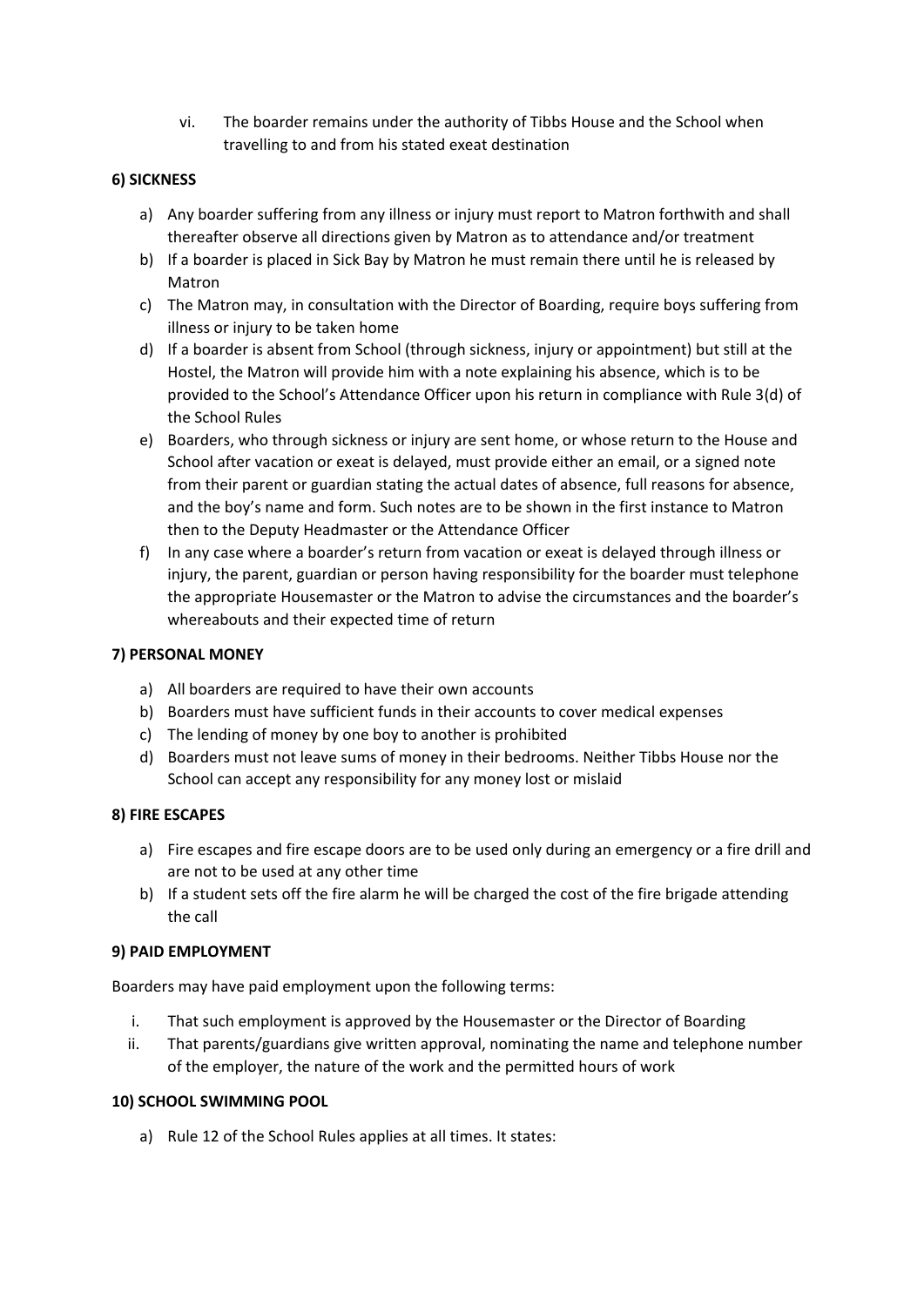vi. The boarder remains under the authority of Tibbs House and the School when travelling to and from his stated exeat destination

### 6) SICKNESS

a) Any boarder suffering from any illness or injury must report to Matron forthwith and shall thereafter observe all directions given by Matron as to attendance and/or treatment
b) If a boarder is placed in Sick Bay by Matron he must remain there until he is released by Matron
c) The Matron may, in consultation with the Director of Boarding, require boys suffering from illness or injury to be taken home
d) If a boarder is absent from School (through sickness, injury or appointment) but still at the Hostel, the Matron will provide him with a note explaining his absence, which is to be provided to the School's Attendance Officer upon his return in compliance with Rule 3(d) of the School Rules
e) Boarders, who through sickness or injury are sent home, or whose return to the House and School after vacation or exeat is delayed, must provide either an email, or a signed note from their parent or guardian stating the actual dates of absence, full reasons for absence, and the boy's name and form. Such notes are to be shown in the first instance to Matron then to the Deputy Headmaster or the Attendance Officer
f) In any case where a boarder's return from vacation or exeat is delayed through illness or injury, the parent, guardian or person having responsibility for the boarder must telephone the appropriate Housemaster or the Matron to advise the circumstances and the boarder's whereabouts and their expected time of return

### 7) PERSONAL MONEY

a) All boarders are required to have their own accounts
b) Boarders must have sufficient funds in their accounts to cover medical expenses
c) The lending of money by one boy to another is prohibited
d) Boarders must not leave sums of money in their bedrooms. Neither Tibbs House nor the School can accept any responsibility for any money lost or mislaid

### 8) FIRE ESCAPES

a) Fire escapes and fire escape doors are to be used only during an emergency or a fire drill and are not to be used at any other time
b) If a student sets off the fire alarm he will be charged the cost of the fire brigade attending the call

### 9) PAID EMPLOYMENT

Boarders may have paid employment upon the following terms:

i. That such employment is approved by the Housemaster or the Director of Boarding
ii. That parents/guardians give written approval, nominating the name and telephone number of the employer, the nature of the work and the permitted hours of work

### 10) SCHOOL SWIMMING POOL

a) Rule 12 of the School Rules applies at all times. It states: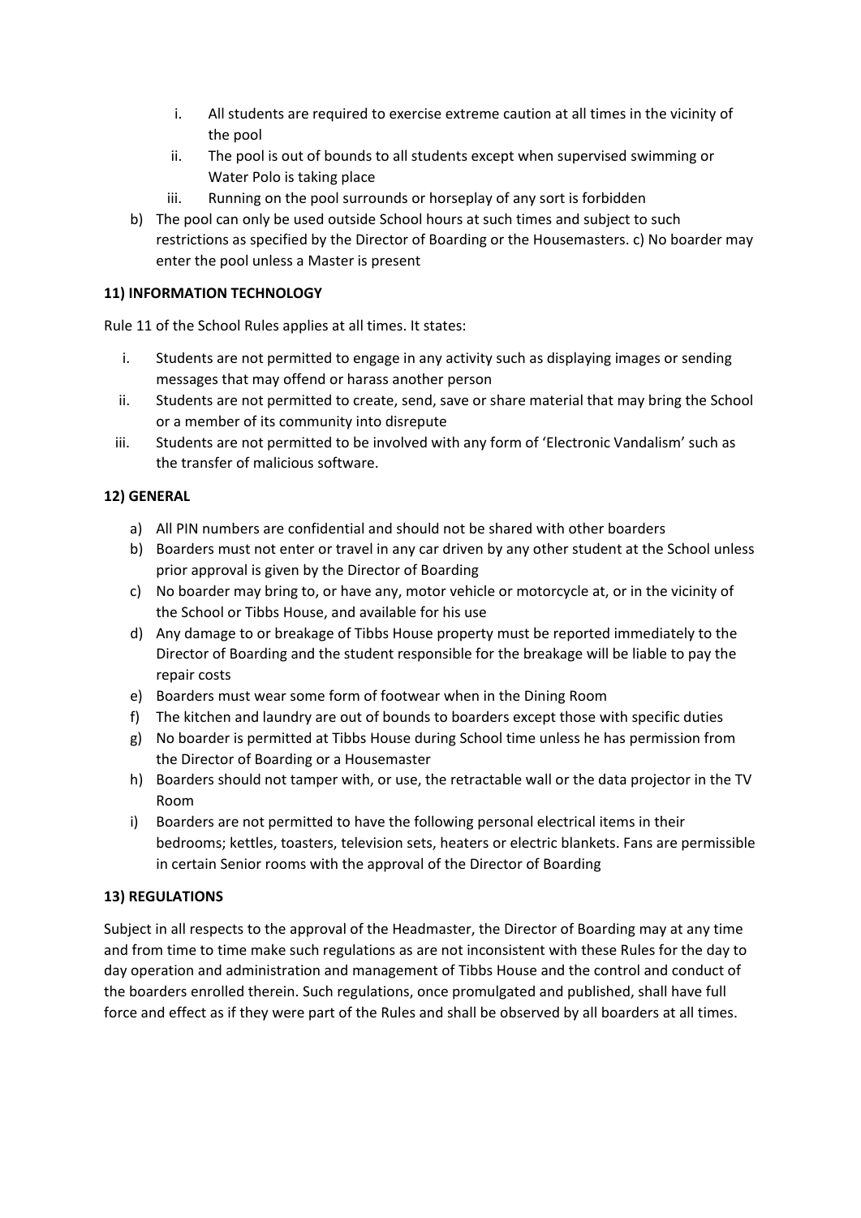i. All students are required to exercise extreme caution at all times in the vicinity of the pool
  ii. The pool is out of bounds to all students except when supervised swimming or Water Polo is taking place
  iii. Running on the pool surrounds or horseplay of any sort is forbidden

b) The pool can only be used outside School hours at such times and subject to such restrictions as specified by the Director of Boarding or the Housemasters. c) No boarder may enter the pool unless a Master is present

**11) INFORMATION TECHNOLOGY**

Rule 11 of the School Rules applies at all times. It states:

i. Students are not permitted to engage in any activity such as displaying images or sending messages that may offend or harass another person
ii. Students are not permitted to create, send, save or share material that may bring the School or a member of its community into disrepute
iii. Students are not permitted to be involved with any form of 'Electronic Vandalism' such as the transfer of malicious software.

**12) GENERAL**

a) All PIN numbers are confidential and should not be shared with other boarders
b) Boarders must not enter or travel in any car driven by any other student at the School unless prior approval is given by the Director of Boarding
c) No boarder may bring to, or have any, motor vehicle or motorcycle at, or in the vicinity of the School or Tibbs House, and available for his use
d) Any damage to or breakage of Tibbs House property must be reported immediately to the Director of Boarding and the student responsible for the breakage will be liable to pay the repair costs
e) Boarders must wear some form of footwear when in the Dining Room
f) The kitchen and laundry are out of bounds to boarders except those with specific duties
g) No boarder is permitted at Tibbs House during School time unless he has permission from the Director of Boarding or a Housemaster
h) Boarders should not tamper with, or use, the retractable wall or the data projector in the TV Room
i) Boarders are not permitted to have the following personal electrical items in their bedrooms; kettles, toasters, television sets, heaters or electric blankets. Fans are permissible in certain Senior rooms with the approval of the Director of Boarding

**13) REGULATIONS**

Subject in all respects to the approval of the Headmaster, the Director of Boarding may at any time and from time to time make such regulations as are not inconsistent with these Rules for the day to day operation and administration and management of Tibbs House and the control and conduct of the boarders enrolled therein. Such regulations, once promulgated and published, shall have full force and effect as if they were part of the Rules and shall be observed by all boarders at all times.